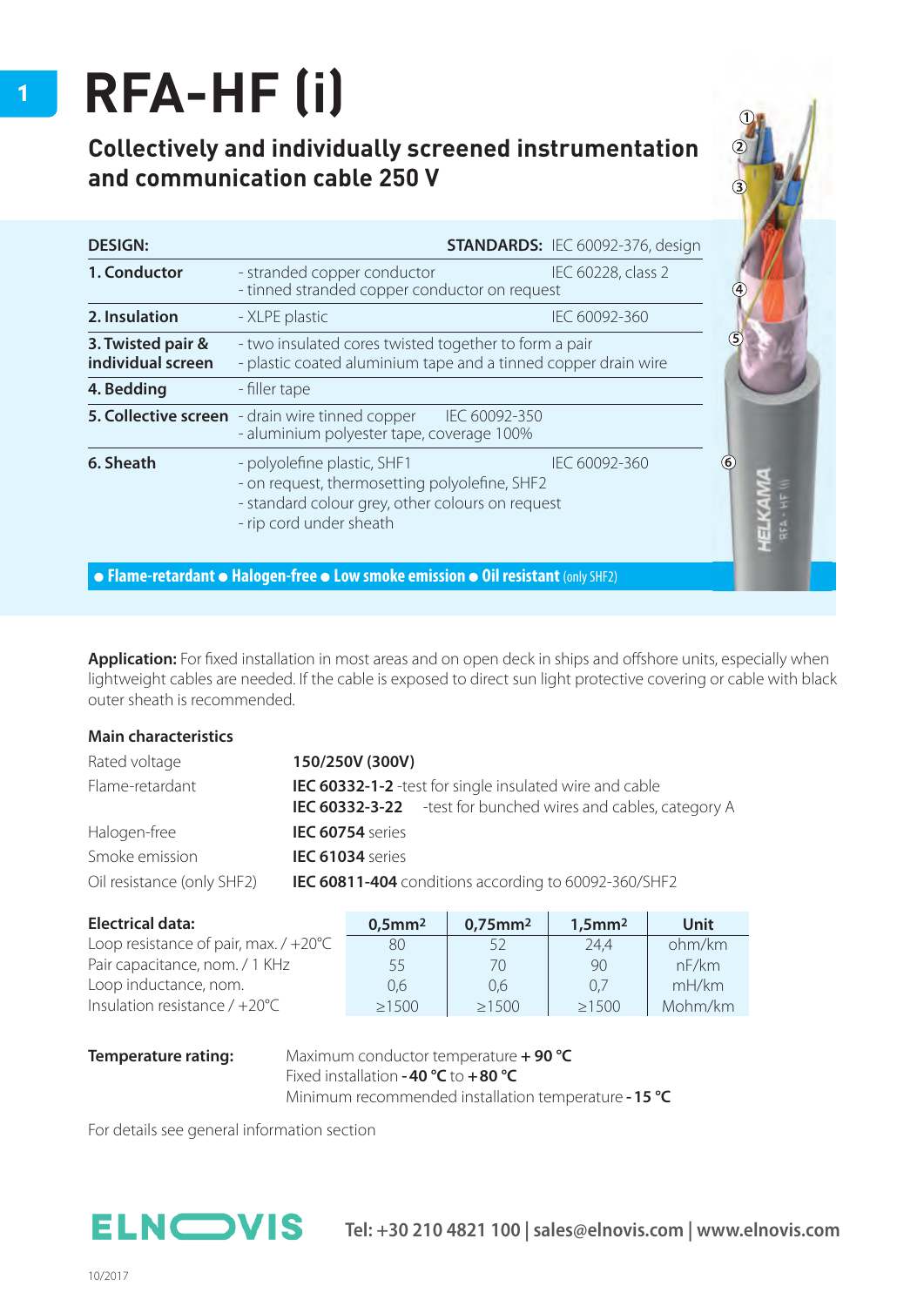# RFA-HF (i)

## Collectively and individually screened instrumentation and communication cable 250 V

| DESIGN: | | STANDARDS: IEC 60092-376, design |
|---|---|---|
| **1. Conductor** | - stranded copper conductor<br>- tinned stranded copper conductor on request | IEC 60228, class 2 |
| **2. Insulation** | - XLPE plastic | IEC 60092-360 |
| **3. Twisted pair & individual screen** | - two insulated cores twisted together to form a pair<br>- plastic coated aluminium tape and a tinned copper drain wire | |
| **4. Bedding** | - filler tape | |
| **5. Collective screen** | - drain wire tinned copper IEC 60092-350<br>- aluminium polyester tape, coverage 100% | |
| **6. Sheath** | - polyolefine plastic, SHF1<br>- on request, thermosetting polyolefine, SHF2<br>- standard colour grey, other colours on request<br>- rip cord under sheath | IEC 60092-360 |

● **Flame-retardant** ● **Halogen-free** ● **Low smoke emission** ● **Oil resistant** (only SHF2)

**Application:** For fixed installation in most areas and on open deck in ships and offshore units, especially when lightweight cables are needed. If the cable is exposed to direct sun light protective covering or cable with black outer sheath is recommended.

### Main characteristics

| | |
|---|---|
| Rated voltage | **150/250V (300V)** |
| Flame-retardant | **IEC 60332-1-2** -test for single insulated wire and cable<br>**IEC 60332-3-22** -test for bunched wires and cables, category A |
| Halogen-free | **IEC 60754** series |
| Smoke emission | **IEC 61034** series |
| Oil resistance (only SHF2) | **IEC 60811-404** conditions according to 60092-360/SHF2 |

| **Electrical data:** | **0,5mm²** | **0,75mm²** | **1,5mm²** | **Unit** |
|---|---|---|---|---|
| Loop resistance of pair, max. / +20°C | 80 | 52 | 24,4 | ohm/km |
| Pair capacitance, nom. / 1 KHz | 55 | 70 | 90 | nF/km |
| Loop inductance, nom. | 0,6 | 0,6 | 0,7 | mH/km |
| Insulation resistance / +20°C | ≥1500 | ≥1500 | ≥1500 | Mohm/km |

**Temperature rating:**
Maximum conductor temperature **+ 90 °C**
Fixed installation **-40 °C** to **+80 °C**
Minimum recommended installation temperature **-15 °C**

For details see general information section

ELNOVIS **Tel: +30 210 4821 100 | sales@elnovis.com | www.elnovis.com**

10/2017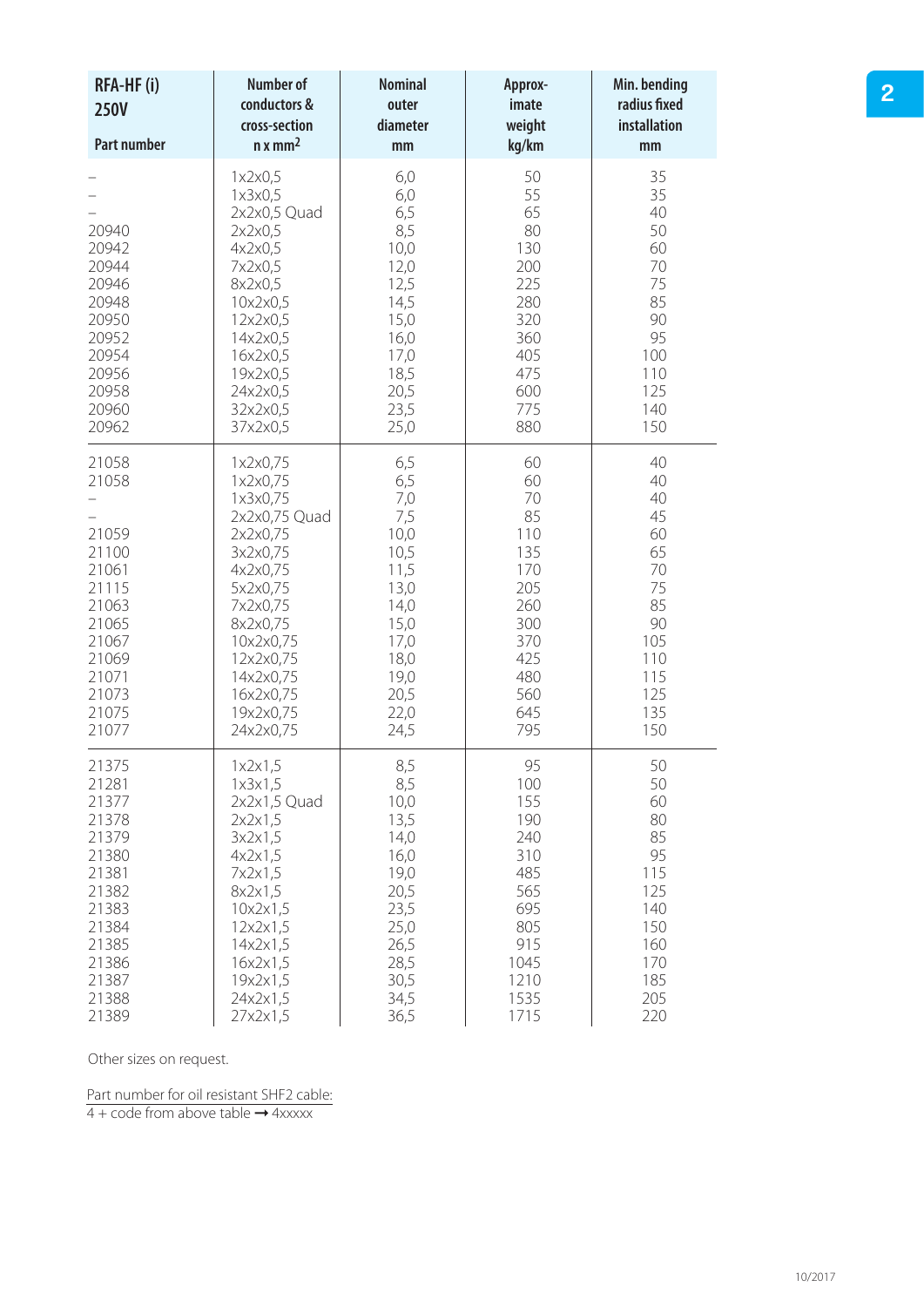| RFA-HF (i) 250V Part number | Number of conductors & cross-section n x mm$^2$ | Nominal outer diameter mm | Approx-imate weight kg/km | Min. bending radius fixed installation mm |
|---|---|---|---|---|
| – | 1x2x0,5 | 6,0 | 50 | 35 |
| – | 1x3x0,5 | 6,0 | 55 | 35 |
| – | 2x2x0,5 Quad | 6,5 | 65 | 40 |
| 20940 | 2x2x0,5 | 8,5 | 80 | 50 |
| 20942 | 4x2x0,5 | 10,0 | 130 | 60 |
| 20944 | 7x2x0,5 | 12,0 | 200 | 70 |
| 20946 | 8x2x0,5 | 12,5 | 225 | 75 |
| 20948 | 10x2x0,5 | 14,5 | 280 | 85 |
| 20950 | 12x2x0,5 | 15,0 | 320 | 90 |
| 20952 | 14x2x0,5 | 16,0 | 360 | 95 |
| 20954 | 16x2x0,5 | 17,0 | 405 | 100 |
| 20956 | 19x2x0,5 | 18,5 | 475 | 110 |
| 20958 | 24x2x0,5 | 20,5 | 600 | 125 |
| 20960 | 32x2x0,5 | 23,5 | 775 | 140 |
| 20962 | 37x2x0,5 | 25,0 | 880 | 150 |
| 21058 | 1x2x0,75 | 6,5 | 60 | 40 |
| 21058 | 1x2x0,75 | 6,5 | 60 | 40 |
| – | 1x3x0,75 | 7,0 | 70 | 40 |
| – | 2x2x0,75 Quad | 7,5 | 85 | 45 |
| 21059 | 2x2x0,75 | 10,0 | 110 | 60 |
| 21100 | 3x2x0,75 | 10,5 | 135 | 65 |
| 21061 | 4x2x0,75 | 11,5 | 170 | 70 |
| 21115 | 5x2x0,75 | 13,0 | 205 | 75 |
| 21063 | 7x2x0,75 | 14,0 | 260 | 85 |
| 21065 | 8x2x0,75 | 15,0 | 300 | 90 |
| 21067 | 10x2x0,75 | 17,0 | 370 | 105 |
| 21069 | 12x2x0,75 | 18,0 | 425 | 110 |
| 21071 | 14x2x0,75 | 19,0 | 480 | 115 |
| 21073 | 16x2x0,75 | 20,5 | 560 | 125 |
| 21075 | 19x2x0,75 | 22,0 | 645 | 135 |
| 21077 | 24x2x0,75 | 24,5 | 795 | 150 |
| 21375 | 1x2x1,5 | 8,5 | 95 | 50 |
| 21281 | 1x3x1,5 | 8,5 | 100 | 50 |
| 21377 | 2x2x1,5 Quad | 10,0 | 155 | 60 |
| 21378 | 2x2x1,5 | 13,5 | 190 | 80 |
| 21379 | 3x2x1,5 | 14,0 | 240 | 85 |
| 21380 | 4x2x1,5 | 16,0 | 310 | 95 |
| 21381 | 7x2x1,5 | 19,0 | 485 | 115 |
| 21382 | 8x2x1,5 | 20,5 | 565 | 125 |
| 21383 | 10x2x1,5 | 23,5 | 695 | 140 |
| 21384 | 12x2x1,5 | 25,0 | 805 | 150 |
| 21385 | 14x2x1,5 | 26,5 | 915 | 160 |
| 21386 | 16x2x1,5 | 28,5 | 1045 | 170 |
| 21387 | 19x2x1,5 | 30,5 | 1210 | 185 |
| 21388 | 24x2x1,5 | 34,5 | 1535 | 205 |
| 21389 | 27x2x1,5 | 36,5 | 1715 | 220 |

Other sizes on request.

Part number for oil resistant SHF2 cable:
4 + code from above table → 4xxxxx

10/2017